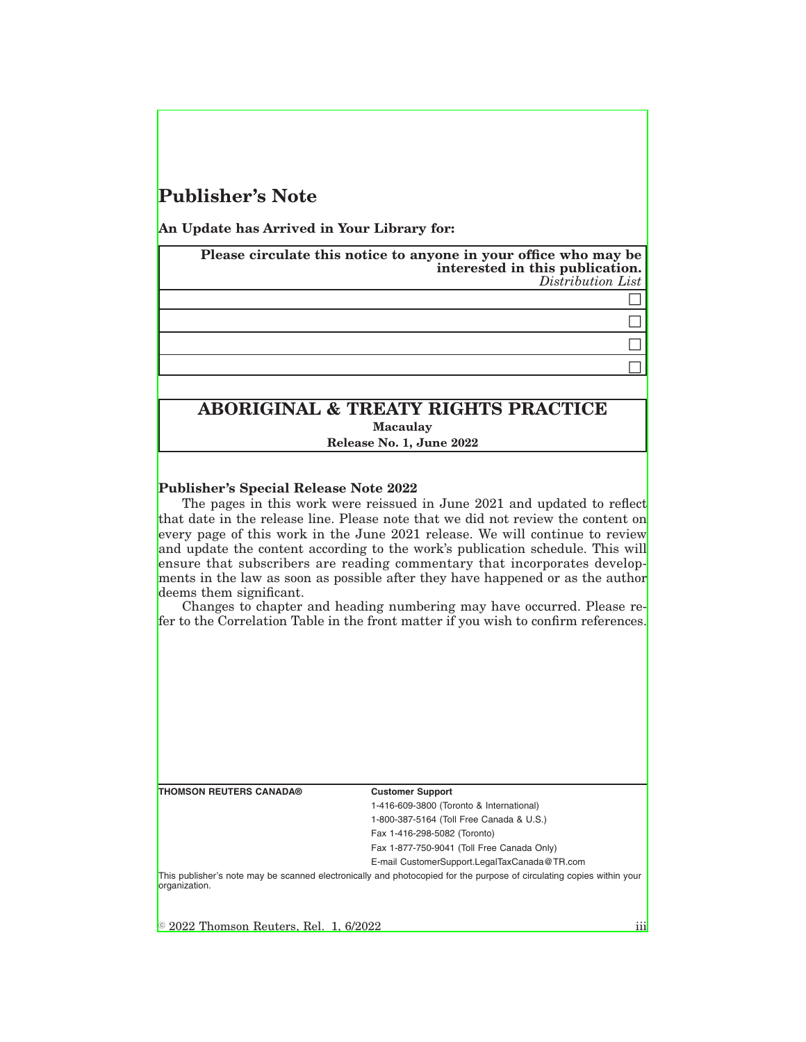# Publisher's Note

**An Update has Arrived in Your Library for:**

| **Please circulate this notice to anyone in your office who may be interested in this publication.** *Distribution List* |
|---|
| ☐ |
| ☐ |
| ☐ |
| ☐ |

## ABORIGINAL & TREATY RIGHTS PRACTICE

**Macaulay**

**Release No. 1, June 2022**

**Publisher's Special Release Note 2022**

The pages in this work were reissued in June 2021 and updated to reflect that date in the release line. Please note that we did not review the content on every page of this work in the June 2021 release. We will continue to review and update the content according to the work's publication schedule. This will ensure that subscribers are reading commentary that incorporates developments in the law as soon as possible after they have happened or as the author deems them significant.

Changes to chapter and heading numbering may have occurred. Please refer to the Correlation Table in the front matter if you wish to confirm references.

**THOMSON REUTERS CANADA®**

**Customer Support**

1-416-609-3800 (Toronto & International)

1-800-387-5164 (Toll Free Canada & U.S.)

Fax 1-416-298-5082 (Toronto)

Fax 1-877-750-9041 (Toll Free Canada Only)

E-mail CustomerSupport.LegalTaxCanada@TR.com

This publisher's note may be scanned electronically and photocopied for the purpose of circulating copies within your organization.

© 2022 Thomson Reuters, Rel. 1, 6/2022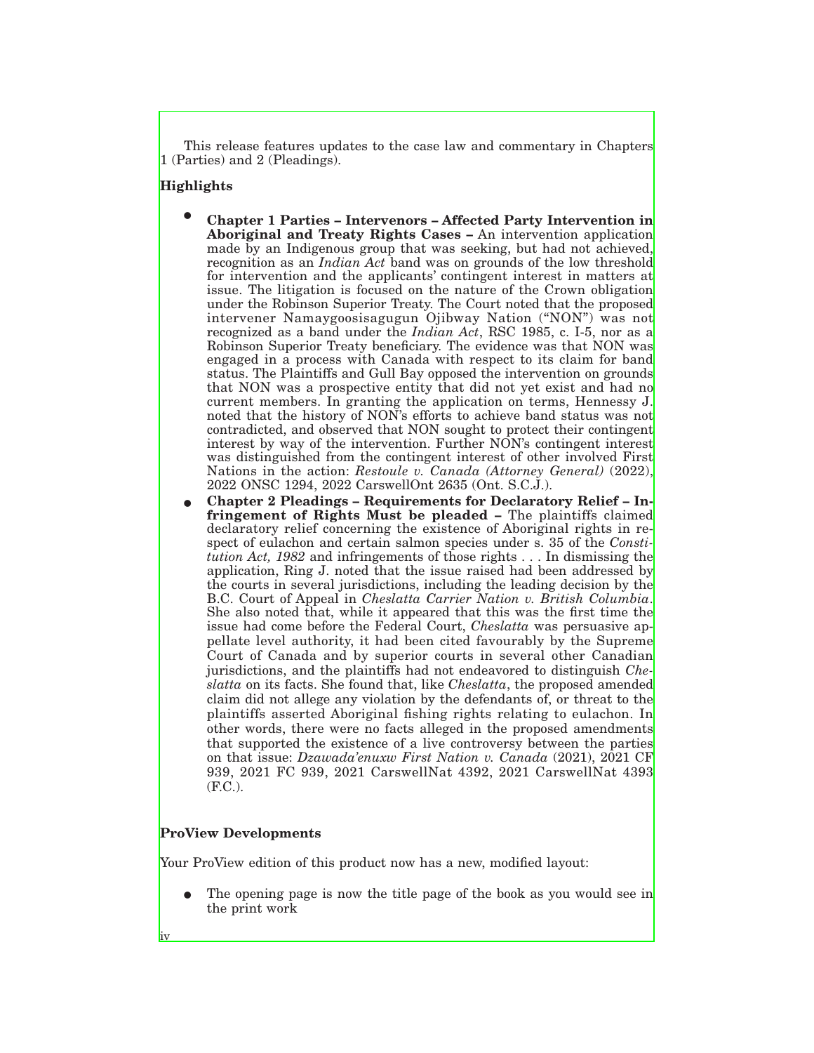This release features updates to the case law and commentary in Chapters 1 (Parties) and 2 (Pleadings).

## Highlights

- **Chapter 1 Parties – Intervenors – Affected Party Intervention in Aboriginal and Treaty Rights Cases –** An intervention application made by an Indigenous group that was seeking, but had not achieved, recognition as an *Indian Act* band was on grounds of the low threshold for intervention and the applicants' contingent interest in matters at issue. The litigation is focused on the nature of the Crown obligation under the Robinson Superior Treaty. The Court noted that the proposed intervener Namaygoosisagugun Ojibway Nation ("NON") was not recognized as a band under the *Indian Act*, RSC 1985, c. I-5, nor as a Robinson Superior Treaty beneficiary. The evidence was that NON was engaged in a process with Canada with respect to its claim for band status. The Plaintiffs and Gull Bay opposed the intervention on grounds that NON was a prospective entity that did not yet exist and had no current members. In granting the application on terms, Hennessy J. noted that the history of NON's efforts to achieve band status was not contradicted, and observed that NON sought to protect their contingent interest by way of the intervention. Further NON's contingent interest was distinguished from the contingent interest of other involved First Nations in the action: *Restoule v. Canada (Attorney General)* (2022), 2022 ONSC 1294, 2022 CarswellOnt 2635 (Ont. S.C.J.).
- **Chapter 2 Pleadings – Requirements for Declaratory Relief – Infringement of Rights Must be pleaded –** The plaintiffs claimed declaratory relief concerning the existence of Aboriginal rights in respect of eulachon and certain salmon species under s. 35 of the *Constitution Act, 1982* and infringements of those rights . . . In dismissing the application, Ring J. noted that the issue raised had been addressed by the courts in several jurisdictions, including the leading decision by the B.C. Court of Appeal in *Cheslatta Carrier Nation v. British Columbia*. She also noted that, while it appeared that this was the first time the issue had come before the Federal Court, *Cheslatta* was persuasive appellate level authority, it had been cited favourably by the Supreme Court of Canada and by superior courts in several other Canadian jurisdictions, and the plaintiffs had not endeavored to distinguish *Cheslatta* on its facts. She found that, like *Cheslatta*, the proposed amended claim did not allege any violation by the defendants of, or threat to the plaintiffs asserted Aboriginal fishing rights relating to eulachon. In other words, there were no facts alleged in the proposed amendments that supported the existence of a live controversy between the parties on that issue: *Dzawada'enuxw First Nation v. Canada* (2021), 2021 CF 939, 2021 FC 939, 2021 CarswellNat 4392, 2021 CarswellNat 4393 (F.C.).

## ProView Developments

Your ProView edition of this product now has a new, modified layout:

- The opening page is now the title page of the book as you would see in the print work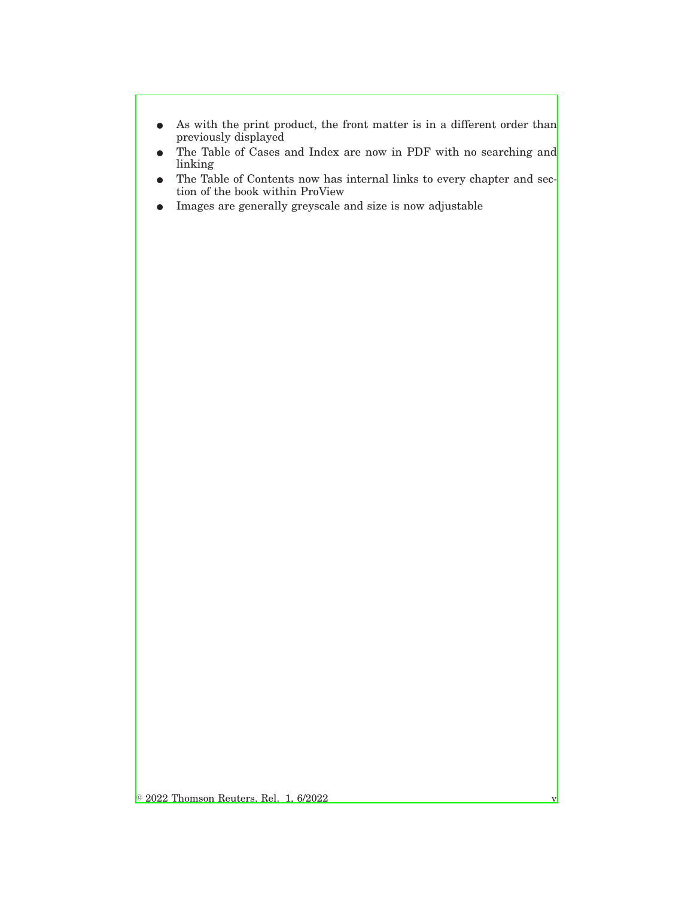- As with the print product, the front matter is in a different order than previously displayed
- The Table of Cases and Index are now in PDF with no searching and linking
- The Table of Contents now has internal links to every chapter and section of the book within ProView
- Images are generally greyscale and size is now adjustable